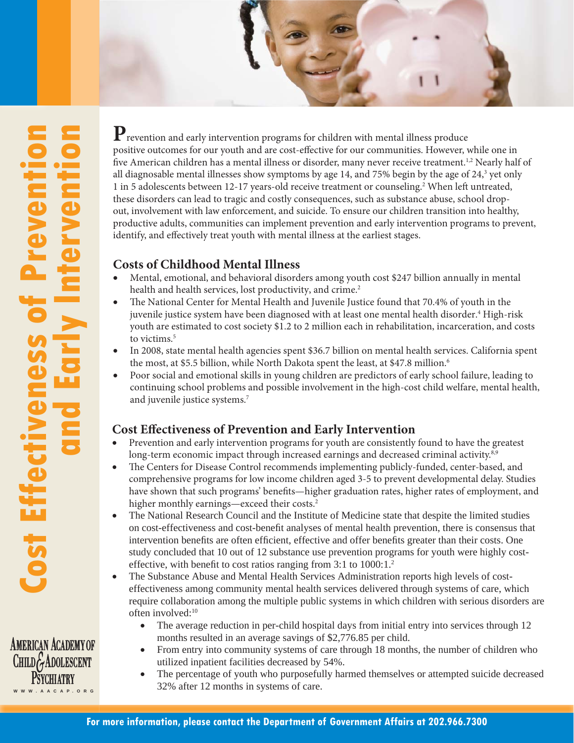# Cost Effectiveness of Prevention and Early Intervention

Prevention and early intervention programs for children with mental illness produce positive outcomes for our youth and are cost-effective for our communities. However, while one in five American children has a mental illness or disorder, many never receive treatment.[1,2] Nearly half of all diagnosable mental illnesses show symptoms by age 14, and 75% begin by the age of 24,[3] yet only 1 in 5 adolescents between 12-17 years-old receive treatment or counseling.[2] When left untreated, these disorders can lead to tragic and costly consequences, such as substance abuse, school drop-out, involvement with law enforcement, and suicide. To ensure our children transition into healthy, productive adults, communities can implement prevention and early intervention programs to prevent, identify, and effectively treat youth with mental illness at the earliest stages.

## Costs of Childhood Mental Illness

- Mental, emotional, and behavioral disorders among youth cost $247 billion annually in mental health and health services, lost productivity, and crime.[2]
- The National Center for Mental Health and Juvenile Justice found that 70.4% of youth in the juvenile justice system have been diagnosed with at least one mental health disorder.[4] High-risk youth are estimated to cost society $1.2 to 2 million each in rehabilitation, incarceration, and costs to victims.[5]
- In 2008, state mental health agencies spent $36.7 billion on mental health services. California spent the most, at $5.5 billion, while North Dakota spent the least, at $47.8 million.[6]
- Poor social and emotional skills in young children are predictors of early school failure, leading to continuing school problems and possible involvement in the high-cost child welfare, mental health, and juvenile justice systems.[7]

## Cost Effectiveness of Prevention and Early Intervention

- Prevention and early intervention programs for youth are consistently found to have the greatest long-term economic impact through increased earnings and decreased criminal activity.[8,9]
- The Centers for Disease Control recommends implementing publicly-funded, center-based, and comprehensive programs for low income children aged 3-5 to prevent developmental delay. Studies have shown that such programs' benefits—higher graduation rates, higher rates of employment, and higher monthly earnings—exceed their costs.[2]
- The National Research Council and the Institute of Medicine state that despite the limited studies on cost-effectiveness and cost-benefit analyses of mental health prevention, there is consensus that intervention benefits are often efficient, effective and offer benefits greater than their costs. One study concluded that 10 out of 12 substance use prevention programs for youth were highly cost-effective, with benefit to cost ratios ranging from 3:1 to 1000:1.[2]
- The Substance Abuse and Mental Health Services Administration reports high levels of cost-effectiveness among community mental health services delivered through systems of care, which require collaboration among the multiple public systems in which children with serious disorders are often involved:[10]
  - The average reduction in per-child hospital days from initial entry into services through 12 months resulted in an average savings of $2,776.85 per child.
  - From entry into community systems of care through 18 months, the number of children who utilized inpatient facilities decreased by 54%.
  - The percentage of youth who purposefully harmed themselves or attempted suicide decreased 32% after 12 months in systems of care.

American Academy of Child & Adolescent Psychiatry
www.aacap.org

For more information, please contact the Department of Government Affairs at 202.966.7300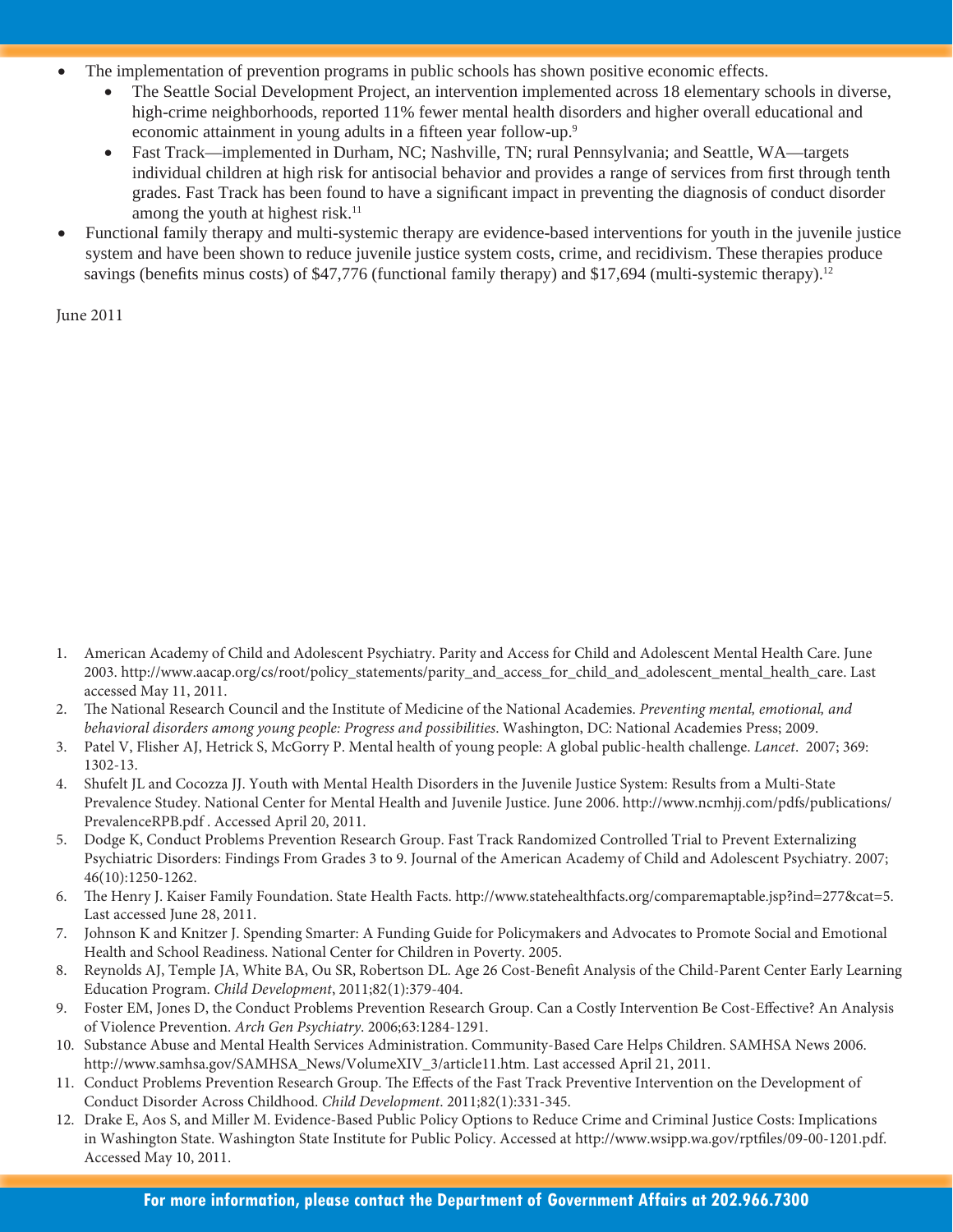- The implementation of prevention programs in public schools has shown positive economic effects.
  - The Seattle Social Development Project, an intervention implemented across 18 elementary schools in diverse, high-crime neighborhoods, reported 11% fewer mental health disorders and higher overall educational and economic attainment in young adults in a fifteen year follow-up.[9]
  - Fast Track—implemented in Durham, NC; Nashville, TN; rural Pennsylvania; and Seattle, WA—targets individual children at high risk for antisocial behavior and provides a range of services from first through tenth grades. Fast Track has been found to have a significant impact in preventing the diagnosis of conduct disorder among the youth at highest risk.[11]
- Functional family therapy and multi-systemic therapy are evidence-based interventions for youth in the juvenile justice system and have been shown to reduce juvenile justice system costs, crime, and recidivism. These therapies produce savings (benefits minus costs) of $47,776 (functional family therapy) and $17,694 (multi-systemic therapy).[12]

June 2011

1. American Academy of Child and Adolescent Psychiatry. Parity and Access for Child and Adolescent Mental Health Care. June 2003. http://www.aacap.org/cs/root/policy_statements/parity_and_access_for_child_and_adolescent_mental_health_care. Last accessed May 11, 2011.
2. The National Research Council and the Institute of Medicine of the National Academies. *Preventing mental, emotional, and behavioral disorders among young people: Progress and possibilities*. Washington, DC: National Academies Press; 2009.
3. Patel V, Flisher AJ, Hetrick S, McGorry P. Mental health of young people: A global public-health challenge. *Lancet*. 2007; 369: 1302-13.
4. Shufelt JL and Cocozza JJ. Youth with Mental Health Disorders in the Juvenile Justice System: Results from a Multi-State Prevalence Studey. National Center for Mental Health and Juvenile Justice. June 2006. http://www.ncmhjj.com/pdfs/publications/PrevalenceRPB.pdf . Accessed April 20, 2011.
5. Dodge K, Conduct Problems Prevention Research Group. Fast Track Randomized Controlled Trial to Prevent Externalizing Psychiatric Disorders: Findings From Grades 3 to 9. Journal of the American Academy of Child and Adolescent Psychiatry. 2007; 46(10):1250-1262.
6. The Henry J. Kaiser Family Foundation. State Health Facts. http://www.statehealthfacts.org/comparemaptable.jsp?ind=277&cat=5. Last accessed June 28, 2011.
7. Johnson K and Knitzer J. Spending Smarter: A Funding Guide for Policymakers and Advocates to Promote Social and Emotional Health and School Readiness. National Center for Children in Poverty. 2005.
8. Reynolds AJ, Temple JA, White BA, Ou SR, Robertson DL. Age 26 Cost-Benefit Analysis of the Child-Parent Center Early Learning Education Program. *Child Development*, 2011;82(1):379-404.
9. Foster EM, Jones D, the Conduct Problems Prevention Research Group. Can a Costly Intervention Be Cost-Effective? An Analysis of Violence Prevention. *Arch Gen Psychiatry*. 2006;63:1284-1291.
10. Substance Abuse and Mental Health Services Administration. Community-Based Care Helps Children. SAMHSA News 2006. http://www.samhsa.gov/SAMHSA_News/VolumeXIV_3/article11.htm. Last accessed April 21, 2011.
11. Conduct Problems Prevention Research Group. The Effects of the Fast Track Preventive Intervention on the Development of Conduct Disorder Across Childhood. *Child Development*. 2011;82(1):331-345.
12. Drake E, Aos S, and Miller M. Evidence-Based Public Policy Options to Reduce Crime and Criminal Justice Costs: Implications in Washington State. Washington State Institute for Public Policy. Accessed at http://www.wsipp.wa.gov/rptfiles/09-00-1201.pdf. Accessed May 10, 2011.

**For more information, please contact the Department of Government Affairs at 202.966.7300**